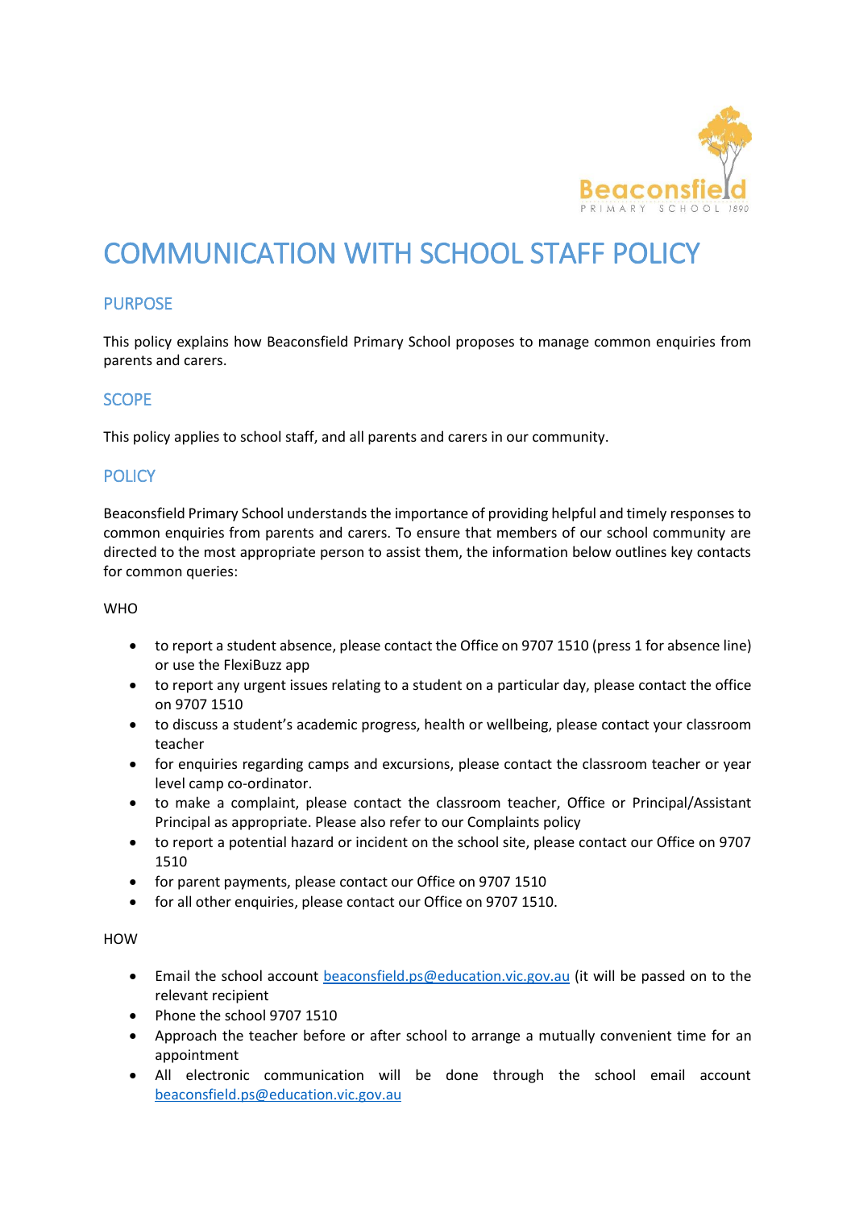# COMMUNICATION WITH SCHOOL STAFF POLICY

## PURPOSE

This policy explains how Beaconsfield Primary School proposes to manage common enquiries from parents and carers.

## SCOPE

This policy applies to school staff, and all parents and carers in our community.

## POLICY

Beaconsfield Primary School understands the importance of providing helpful and timely responses to common enquiries from parents and carers. To ensure that members of our school community are directed to the most appropriate person to assist them, the information below outlines key contacts for common queries:

WHO

- to report a student absence, please contact the Office on 9707 1510 (press 1 for absence line) or use the FlexiBuzz app
- to report any urgent issues relating to a student on a particular day, please contact the office on 9707 1510
- to discuss a student's academic progress, health or wellbeing, please contact your classroom teacher
- for enquiries regarding camps and excursions, please contact the classroom teacher or year level camp co-ordinator.
- to make a complaint, please contact the classroom teacher, Office or Principal/Assistant Principal as appropriate. Please also refer to our Complaints policy
- to report a potential hazard or incident on the school site, please contact our Office on 9707 1510
- for parent payments, please contact our Office on 9707 1510
- for all other enquiries, please contact our Office on 9707 1510.

HOW

- Email the school account beaconsfield.ps@education.vic.gov.au (it will be passed on to the relevant recipient
- Phone the school 9707 1510
- Approach the teacher before or after school to arrange a mutually convenient time for an appointment
- All electronic communication will be done through the school email account beaconsfield.ps@education.vic.gov.au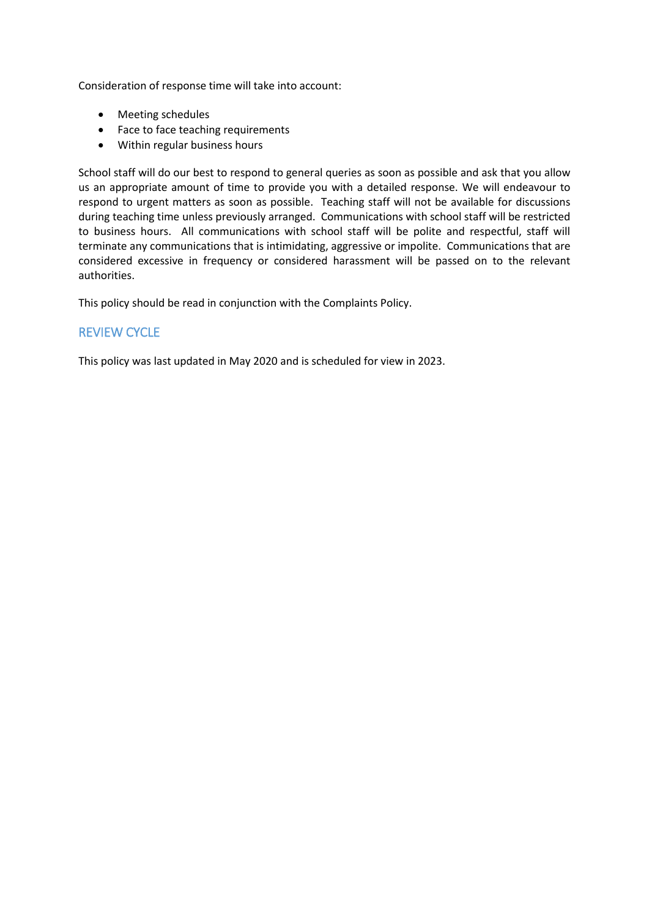Consideration of response time will take into account:

- Meeting schedules
- Face to face teaching requirements
- Within regular business hours

School staff will do our best to respond to general queries as soon as possible and ask that you allow us an appropriate amount of time to provide you with a detailed response. We will endeavour to respond to urgent matters as soon as possible. Teaching staff will not be available for discussions during teaching time unless previously arranged. Communications with school staff will be restricted to business hours. All communications with school staff will be polite and respectful, staff will terminate any communications that is intimidating, aggressive or impolite. Communications that are considered excessive in frequency or considered harassment will be passed on to the relevant authorities.

This policy should be read in conjunction with the Complaints Policy.

## REVIEW CYCLE

This policy was last updated in May 2020 and is scheduled for view in 2023.